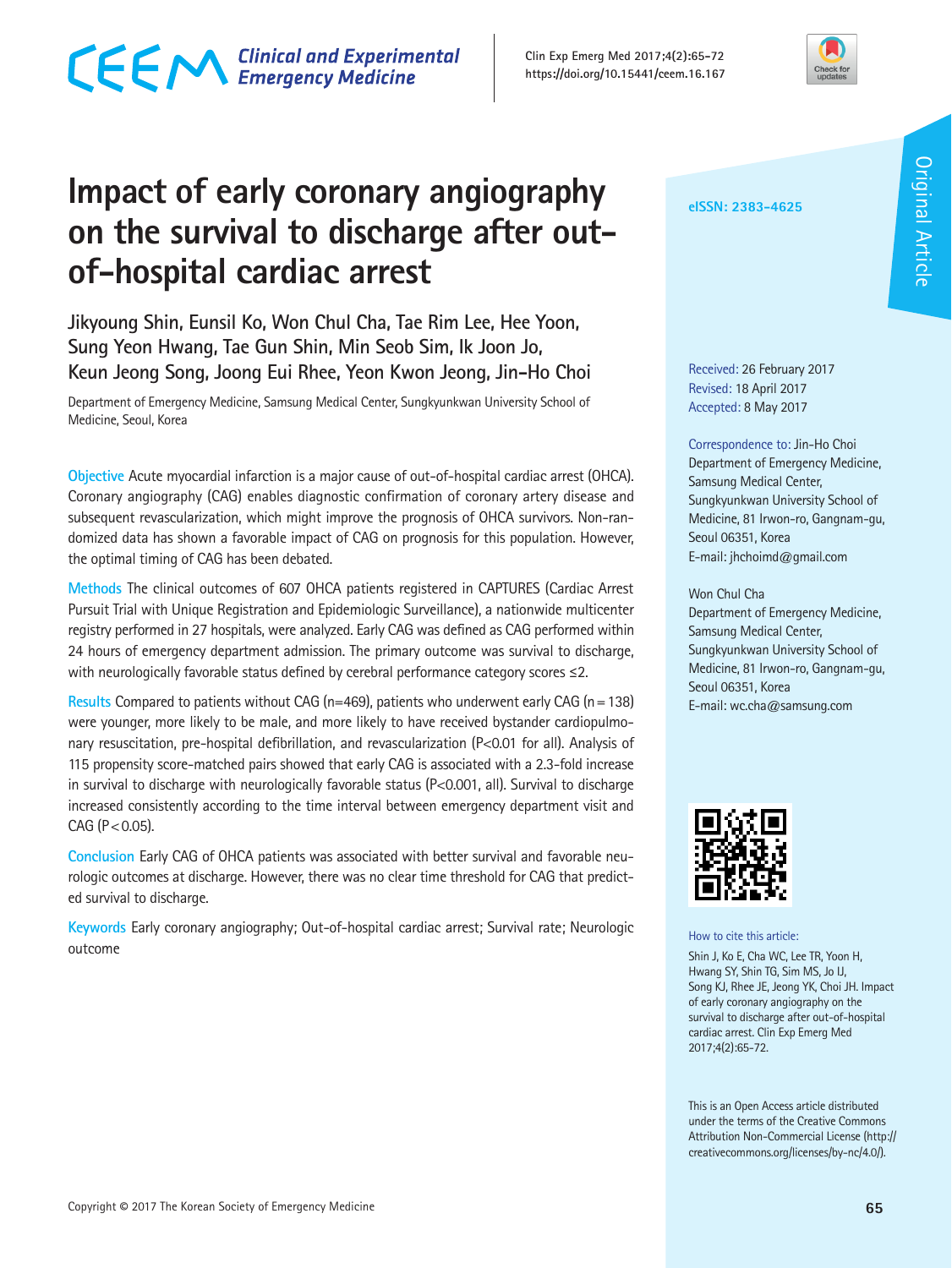# Impact of early coronary angiography on the survival to discharge after out-of-hospital cardiac arrest

Jikyoung Shin, Eunsil Ko, Won Chul Cha, Tae Rim Lee, Hee Yoon, Sung Yeon Hwang, Tae Gun Shin, Min Seob Sim, Ik Joon Jo, Keun Jeong Song, Joong Eui Rhee, Yeon Kwon Jeong, Jin-Ho Choi

Department of Emergency Medicine, Samsung Medical Center, Sungkyunkwan University School of Medicine, Seoul, Korea

**Objective** Acute myocardial infarction is a major cause of out-of-hospital cardiac arrest (OHCA). Coronary angiography (CAG) enables diagnostic confirmation of coronary artery disease and subsequent revascularization, which might improve the prognosis of OHCA survivors. Non-randomized data has shown a favorable impact of CAG on prognosis for this population. However, the optimal timing of CAG has been debated.

**Methods** The clinical outcomes of 607 OHCA patients registered in CAPTURES (Cardiac Arrest Pursuit Trial with Unique Registration and Epidemiologic Surveillance), a nationwide multicenter registry performed in 27 hospitals, were analyzed. Early CAG was defined as CAG performed within 24 hours of emergency department admission. The primary outcome was survival to discharge, with neurologically favorable status defined by cerebral performance category scores ≤2.

**Results** Compared to patients without CAG (n=469), patients who underwent early CAG (n=138) were younger, more likely to be male, and more likely to have received bystander cardiopulmonary resuscitation, pre-hospital defibrillation, and revascularization ($P<0.01$ for all). Analysis of 115 propensity score-matched pairs showed that early CAG is associated with a 2.3-fold increase in survival to discharge with neurologically favorable status ($P<0.001$, all). Survival to discharge increased consistently according to the time interval between emergency department visit and CAG ($P<0.05$).

**Conclusion** Early CAG of OHCA patients was associated with better survival and favorable neurologic outcomes at discharge. However, there was no clear time threshold for CAG that predicted survival to discharge.

**Keywords** Early coronary angiography; Out-of-hospital cardiac arrest; Survival rate; Neurologic outcome

eISSN: 2383-4625

Received: 26 February 2017
Revised: 18 April 2017
Accepted: 8 May 2017

Correspondence to: Jin-Ho Choi
Department of Emergency Medicine, Samsung Medical Center, Sungkyunkwan University School of Medicine, 81 Irwon-ro, Gangnam-gu, Seoul 06351, Korea
E-mail: jhchoimd@gmail.com

Won Chul Cha
Department of Emergency Medicine, Samsung Medical Center, Sungkyunkwan University School of Medicine, 81 Irwon-ro, Gangnam-gu, Seoul 06351, Korea
E-mail: wc.cha@samsung.com

How to cite this article:
Shin J, Ko E, Cha WC, Lee TR, Yoon H, Hwang SY, Shin TG, Sim MS, Jo IJ, Song KJ, Rhee JE, Jeong YK, Choi JH. Impact of early coronary angiography on the survival to discharge after out-of-hospital cardiac arrest. Clin Exp Emerg Med 2017;4(2):65-72.

This is an Open Access article distributed under the terms of the Creative Commons Attribution Non-Commercial License (http://creativecommons.org/licenses/by-nc/4.0/).

Copyright © 2017 The Korean Society of Emergency Medicine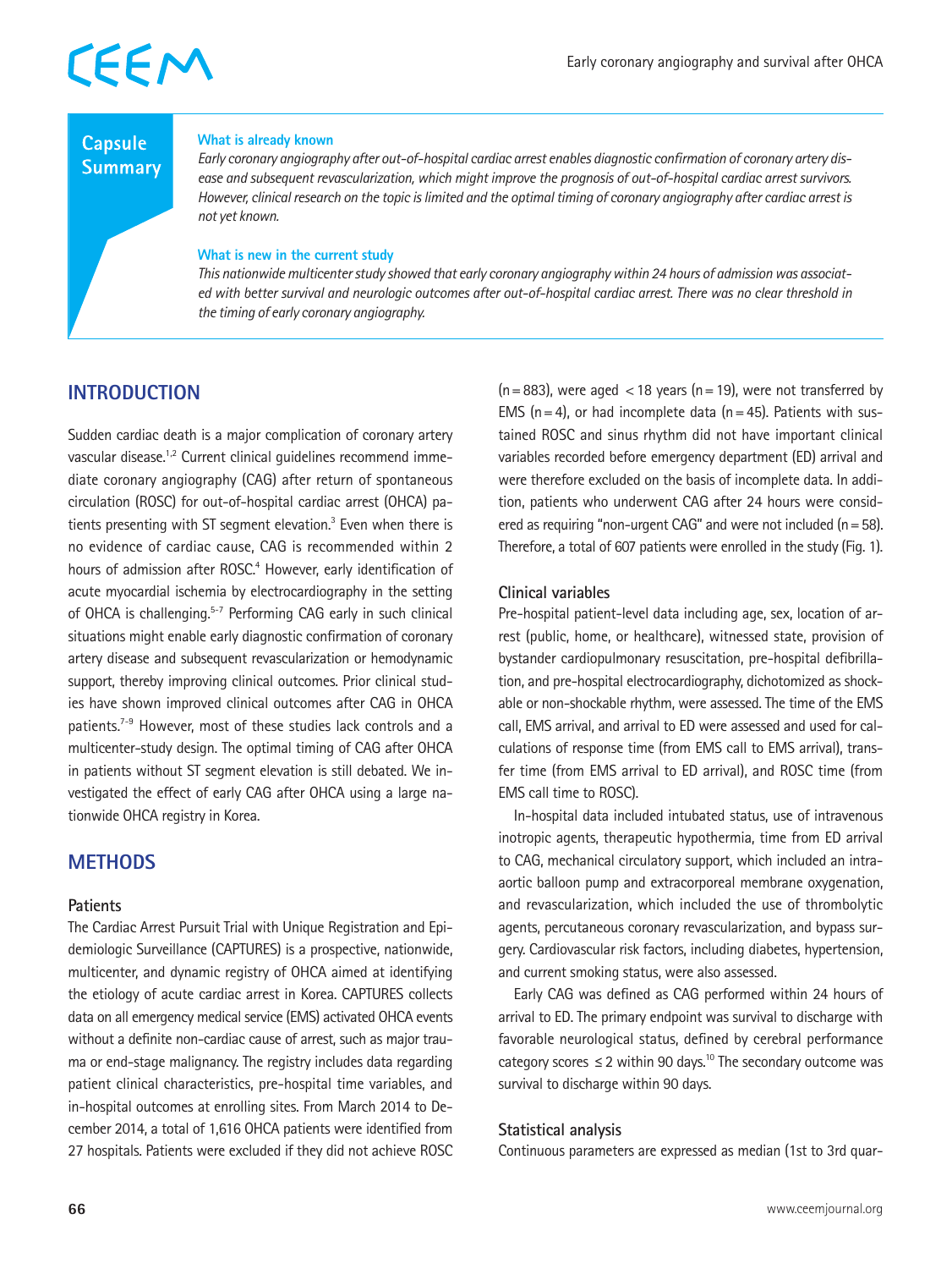## Capsule Summary

**What is already known**

*Early coronary angiography after out-of-hospital cardiac arrest enables diagnostic confirmation of coronary artery disease and subsequent revascularization, which might improve the prognosis of out-of-hospital cardiac arrest survivors. However, clinical research on the topic is limited and the optimal timing of coronary angiography after cardiac arrest is not yet known.*

**What is new in the current study**

*This nationwide multicenter study showed that early coronary angiography within 24 hours of admission was associated with better survival and neurologic outcomes after out-of-hospital cardiac arrest. There was no clear threshold in the timing of early coronary angiography.*

## INTRODUCTION

Sudden cardiac death is a major complication of coronary artery vascular disease.[1,2] Current clinical guidelines recommend immediate coronary angiography (CAG) after return of spontaneous circulation (ROSC) for out-of-hospital cardiac arrest (OHCA) patients presenting with ST segment elevation.[3] Even when there is no evidence of cardiac cause, CAG is recommended within 2 hours of admission after ROSC.[4] However, early identification of acute myocardial ischemia by electrocardiography in the setting of OHCA is challenging.[5-7] Performing CAG early in such clinical situations might enable early diagnostic confirmation of coronary artery disease and subsequent revascularization or hemodynamic support, thereby improving clinical outcomes. Prior clinical studies have shown improved clinical outcomes after CAG in OHCA patients.[7-9] However, most of these studies lack controls and a multicenter-study design. The optimal timing of CAG after OHCA in patients without ST segment elevation is still debated. We investigated the effect of early CAG after OHCA using a large nationwide OHCA registry in Korea.

## METHODS

### Patients

The Cardiac Arrest Pursuit Trial with Unique Registration and Epidemiologic Surveillance (CAPTURES) is a prospective, nationwide, multicenter, and dynamic registry of OHCA aimed at identifying the etiology of acute cardiac arrest in Korea. CAPTURES collects data on all emergency medical service (EMS) activated OHCA events without a definite non-cardiac cause of arrest, such as major trauma or end-stage malignancy. The registry includes data regarding patient clinical characteristics, pre-hospital time variables, and in-hospital outcomes at enrolling sites. From March 2014 to December 2014, a total of 1,616 OHCA patients were identified from 27 hospitals. Patients were excluded if they did not achieve ROSC (n = 883), were aged < 18 years (n = 19), were not transferred by EMS (n = 4), or had incomplete data (n = 45). Patients with sustained ROSC and sinus rhythm did not have important clinical variables recorded before emergency department (ED) arrival and were therefore excluded on the basis of incomplete data. In addition, patients who underwent CAG after 24 hours were considered as requiring "non-urgent CAG" and were not included (n = 58). Therefore, a total of 607 patients were enrolled in the study (Fig. 1).

### Clinical variables

Pre-hospital patient-level data including age, sex, location of arrest (public, home, or healthcare), witnessed state, provision of bystander cardiopulmonary resuscitation, pre-hospital defibrillation, and pre-hospital electrocardiography, dichotomized as shockable or non-shockable rhythm, were assessed. The time of the EMS call, EMS arrival, and arrival to ED were assessed and used for calculations of response time (from EMS call to EMS arrival), transfer time (from EMS arrival to ED arrival), and ROSC time (from EMS call time to ROSC).

In-hospital data included intubated status, use of intravenous inotropic agents, therapeutic hypothermia, time from ED arrival to CAG, mechanical circulatory support, which included an intra-aortic balloon pump and extracorporeal membrane oxygenation, and revascularization, which included the use of thrombolytic agents, percutaneous coronary revascularization, and bypass surgery. Cardiovascular risk factors, including diabetes, hypertension, and current smoking status, were also assessed.

Early CAG was defined as CAG performed within 24 hours of arrival to ED. The primary endpoint was survival to discharge with favorable neurological status, defined by cerebral performance category scores ≤ 2 within 90 days.[10] The secondary outcome was survival to discharge within 90 days.

### Statistical analysis

Continuous parameters are expressed as median (1st to 3rd quar-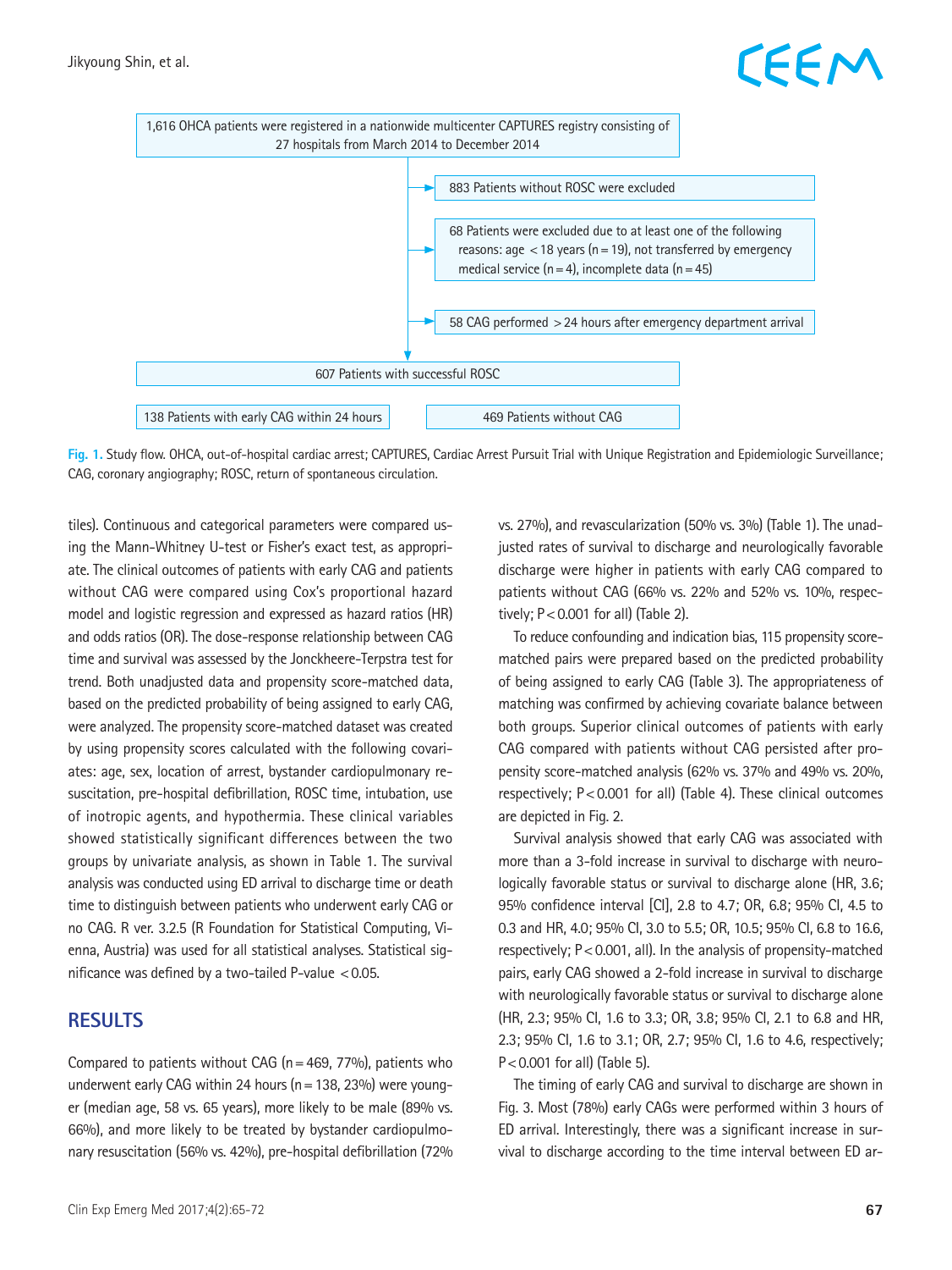1,616 OHCA patients were registered in a nationwide multicenter CAPTURES registry consisting of 27 hospitals from March 2014 to December 2014

→ 883 Patients without ROSC were excluded

→ 68 Patients were excluded due to at least one of the following reasons: age < 18 years (n = 19), not transferred by emergency medical service (n = 4), incomplete data (n = 45)

→ 58 CAG performed > 24 hours after emergency department arrival

607 Patients with successful ROSC

138 Patients with early CAG within 24 hours | 469 Patients without CAG

**Fig. 1.** Study flow. OHCA, out-of-hospital cardiac arrest; CAPTURES, Cardiac Arrest Pursuit Trial with Unique Registration and Epidemiologic Surveillance; CAG, coronary angiography; ROSC, return of spontaneous circulation.

tiles). Continuous and categorical parameters were compared using the Mann-Whitney U-test or Fisher's exact test, as appropriate. The clinical outcomes of patients with early CAG and patients without CAG were compared using Cox's proportional hazard model and logistic regression and expressed as hazard ratios (HR) and odds ratios (OR). The dose-response relationship between CAG time and survival was assessed by the Jonckheere-Terpstra test for trend. Both unadjusted data and propensity score-matched data, based on the predicted probability of being assigned to early CAG, were analyzed. The propensity score-matched dataset was created by using propensity scores calculated with the following covariates: age, sex, location of arrest, bystander cardiopulmonary resuscitation, pre-hospital defibrillation, ROSC time, intubation, use of inotropic agents, and hypothermia. These clinical variables showed statistically significant differences between the two groups by univariate analysis, as shown in Table 1. The survival analysis was conducted using ED arrival to discharge time or death time to distinguish between patients who underwent early CAG or no CAG. R ver. 3.2.5 (R Foundation for Statistical Computing, Vienna, Austria) was used for all statistical analyses. Statistical significance was defined by a two-tailed P-value $< 0.05$.

## RESULTS

Compared to patients without CAG (n = 469, 77%), patients who underwent early CAG within 24 hours (n = 138, 23%) were younger (median age, 58 vs. 65 years), more likely to be male (89% vs. 66%), and more likely to be treated by bystander cardiopulmonary resuscitation (56% vs. 42%), pre-hospital defibrillation (72% vs. 27%), and revascularization (50% vs. 3%) (Table 1). The unadjusted rates of survival to discharge and neurologically favorable discharge were higher in patients with early CAG compared to patients without CAG (66% vs. 22% and 52% vs. 10%, respectively; $P < 0.001$ for all) (Table 2).

To reduce confounding and indication bias, 115 propensity score-matched pairs were prepared based on the predicted probability of being assigned to early CAG (Table 3). The appropriateness of matching was confirmed by achieving covariate balance between both groups. Superior clinical outcomes of patients with early CAG compared with patients without CAG persisted after propensity score-matched analysis (62% vs. 37% and 49% vs. 20%, respectively; $P < 0.001$ for all) (Table 4). These clinical outcomes are depicted in Fig. 2.

Survival analysis showed that early CAG was associated with more than a 3-fold increase in survival to discharge with neurologically favorable status or survival to discharge alone (HR, 3.6; 95% confidence interval [CI], 2.8 to 4.7; OR, 6.8; 95% CI, 4.5 to 0.3 and HR, 4.0; 95% CI, 3.0 to 5.5; OR, 10.5; 95% CI, 6.8 to 16.6, respectively; $P < 0.001$, all). In the analysis of propensity-matched pairs, early CAG showed a 2-fold increase in survival to discharge with neurologically favorable status or survival to discharge alone (HR, 2.3; 95% CI, 1.6 to 3.3; OR, 3.8; 95% CI, 2.1 to 6.8 and HR, 2.3; 95% CI, 1.6 to 3.1; OR, 2.7; 95% CI, 1.6 to 4.6, respectively; $P < 0.001$ for all) (Table 5).

The timing of early CAG and survival to discharge are shown in Fig. 3. Most (78%) early CAGs were performed within 3 hours of ED arrival. Interestingly, there was a significant increase in survival to discharge according to the time interval between ED ar-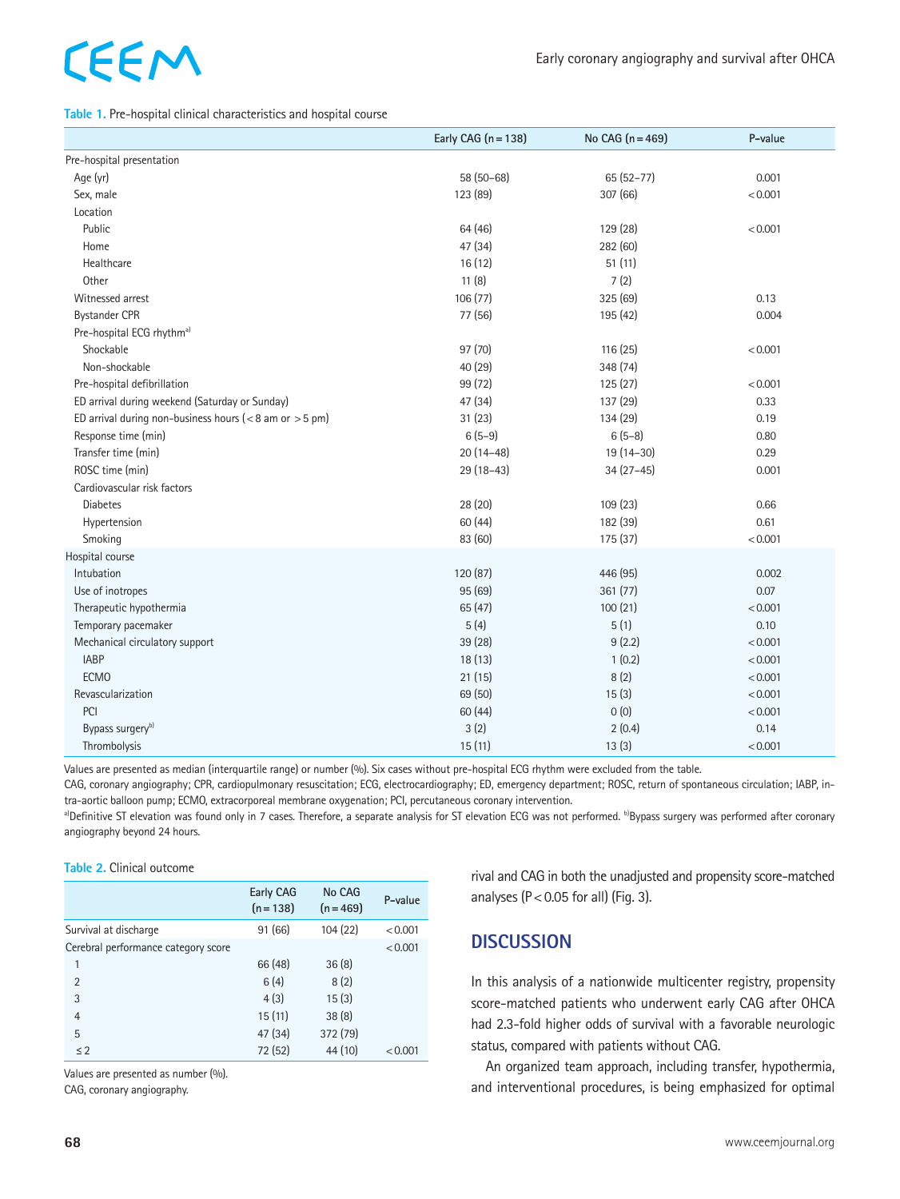**Table 1.** Pre-hospital clinical characteristics and hospital course

| | Early CAG (n = 138) | No CAG (n = 469) | P-value |
|---|---|---|---|
| Pre-hospital presentation | | | |
| Age (yr) | 58 (50–68) | 65 (52–77) | 0.001 |
| Sex, male | 123 (89) | 307 (66) | < 0.001 |
| Location | | | |
| Public | 64 (46) | 129 (28) | < 0.001 |
| Home | 47 (34) | 282 (60) | |
| Healthcare | 16 (12) | 51 (11) | |
| Other | 11 (8) | 7 (2) | |
| Witnessed arrest | 106 (77) | 325 (69) | 0.13 |
| Bystander CPR | 77 (56) | 195 (42) | 0.004 |
| Pre-hospital ECG rhythm[a] | | | |
| Shockable | 97 (70) | 116 (25) | < 0.001 |
| Non-shockable | 40 (29) | 348 (74) | |
| Pre-hospital defibrillation | 99 (72) | 125 (27) | < 0.001 |
| ED arrival during weekend (Saturday or Sunday) | 47 (34) | 137 (29) | 0.33 |
| ED arrival during non-business hours (< 8 am or > 5 pm) | 31 (23) | 134 (29) | 0.19 |
| Response time (min) | 6 (5–9) | 6 (5–8) | 0.80 |
| Transfer time (min) | 20 (14–48) | 19 (14–30) | 0.29 |
| ROSC time (min) | 29 (18–43) | 34 (27–45) | 0.001 |
| Cardiovascular risk factors | | | |
| Diabetes | 28 (20) | 109 (23) | 0.66 |
| Hypertension | 60 (44) | 182 (39) | 0.61 |
| Smoking | 83 (60) | 175 (37) | < 0.001 |
| Hospital course | | | |
| Intubation | 120 (87) | 446 (95) | 0.002 |
| Use of inotropes | 95 (69) | 361 (77) | 0.07 |
| Therapeutic hypothermia | 65 (47) | 100 (21) | < 0.001 |
| Temporary pacemaker | 5 (4) | 5 (1) | 0.10 |
| Mechanical circulatory support | 39 (28) | 9 (2.2) | < 0.001 |
| IABP | 18 (13) | 1 (0.2) | < 0.001 |
| ECMO | 21 (15) | 8 (2) | < 0.001 |
| Revascularization | 69 (50) | 15 (3) | < 0.001 |
| PCI | 60 (44) | 0 (0) | < 0.001 |
| Bypass surgery[b] | 3 (2) | 2 (0.4) | 0.14 |
| Thrombolysis | 15 (11) | 13 (3) | < 0.001 |

Values are presented as median (interquartile range) or number (%). Six cases without pre-hospital ECG rhythm were excluded from the table.

CAG, coronary angiography; CPR, cardiopulmonary resuscitation; ECG, electrocardiography; ED, emergency department; ROSC, return of spontaneous circulation; IABP, intra-aortic balloon pump; ECMO, extracorporeal membrane oxygenation; PCI, percutaneous coronary intervention.

[a]Definitive ST elevation was found only in 7 cases. Therefore, a separate analysis for ST elevation ECG was not performed. [b]Bypass surgery was performed after coronary angiography beyond 24 hours.

**Table 2.** Clinical outcome

| | Early CAG (n = 138) | No CAG (n = 469) | P-value |
|---|---|---|---|
| Survival at discharge | 91 (66) | 104 (22) | < 0.001 |
| Cerebral performance category score | | | < 0.001 |
| 1 | 66 (48) | 36 (8) | |
| 2 | 6 (4) | 8 (2) | |
| 3 | 4 (3) | 15 (3) | |
| 4 | 15 (11) | 38 (8) | |
| 5 | 47 (34) | 372 (79) | |
| ≤ 2 | 72 (52) | 44 (10) | < 0.001 |

Values are presented as number (%).

CAG, coronary angiography.

rival and CAG in both the unadjusted and propensity score-matched analyses ($P < 0.05$ for all) (Fig. 3).

## DISCUSSION

In this analysis of a nationwide multicenter registry, propensity score-matched patients who underwent early CAG after OHCA had 2.3-fold higher odds of survival with a favorable neurologic status, compared with patients without CAG.

An organized team approach, including transfer, hypothermia, and interventional procedures, is being emphasized for optimal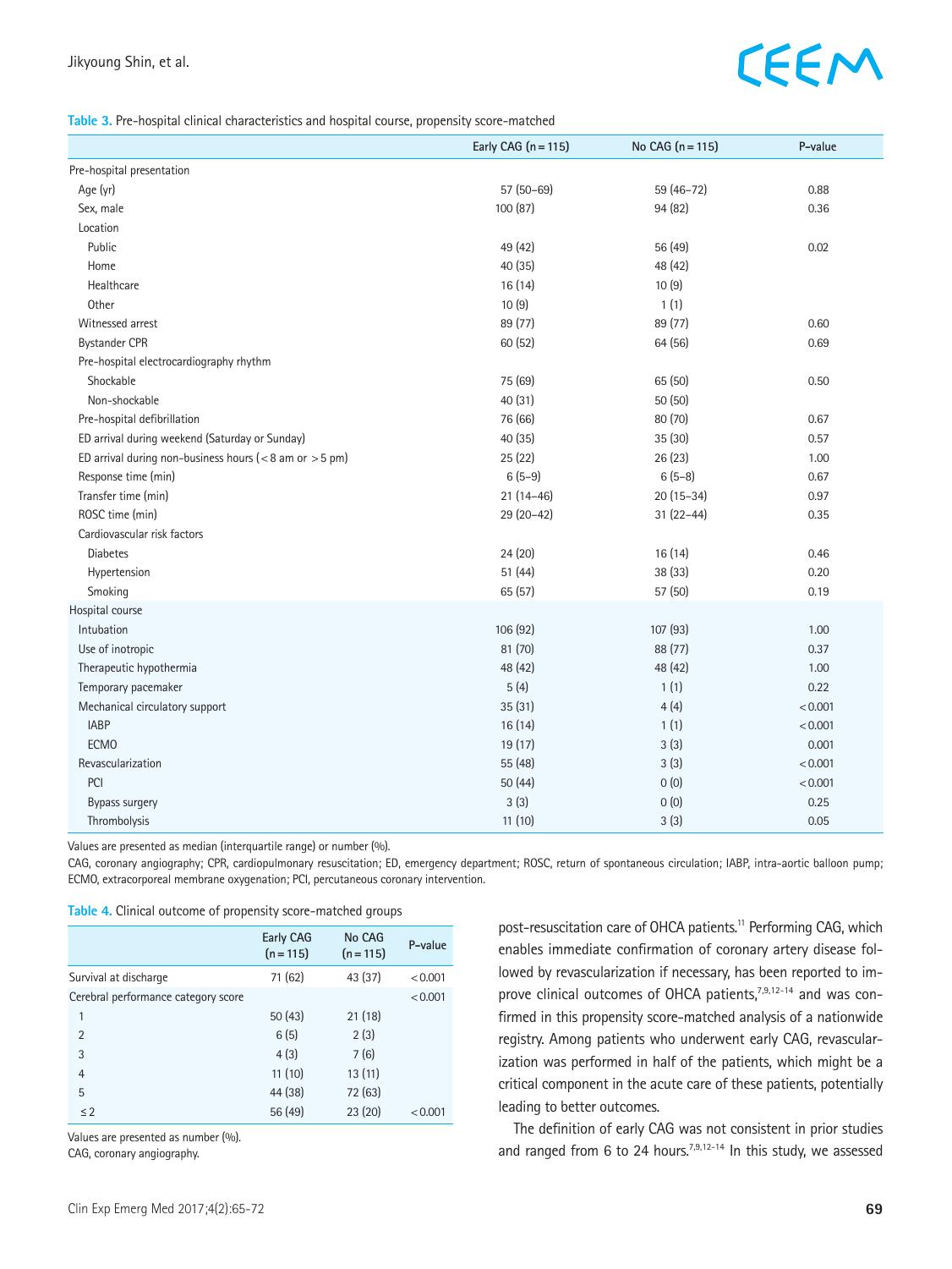**Table 3.** Pre-hospital clinical characteristics and hospital course, propensity score-matched

| | Early CAG (n = 115) | No CAG (n = 115) | P-value |
|---|---|---|---|
| Pre-hospital presentation | | | |
| Age (yr) | 57 (50–69) | 59 (46–72) | 0.88 |
| Sex, male | 100 (87) | 94 (82) | 0.36 |
| Location | | | |
| Public | 49 (42) | 56 (49) | 0.02 |
| Home | 40 (35) | 48 (42) | |
| Healthcare | 16 (14) | 10 (9) | |
| Other | 10 (9) | 1 (1) | |
| Witnessed arrest | 89 (77) | 89 (77) | 0.60 |
| Bystander CPR | 60 (52) | 64 (56) | 0.69 |
| Pre-hospital electrocardiography rhythm | | | |
| Shockable | 75 (69) | 65 (50) | 0.50 |
| Non-shockable | 40 (31) | 50 (50) | |
| Pre-hospital defibrillation | 76 (66) | 80 (70) | 0.67 |
| ED arrival during weekend (Saturday or Sunday) | 40 (35) | 35 (30) | 0.57 |
| ED arrival during non-business hours (< 8 am or > 5 pm) | 25 (22) | 26 (23) | 1.00 |
| Response time (min) | 6 (5–9) | 6 (5–8) | 0.67 |
| Transfer time (min) | 21 (14–46) | 20 (15–34) | 0.97 |
| ROSC time (min) | 29 (20–42) | 31 (22–44) | 0.35 |
| Cardiovascular risk factors | | | |
| Diabetes | 24 (20) | 16 (14) | 0.46 |
| Hypertension | 51 (44) | 38 (33) | 0.20 |
| Smoking | 65 (57) | 57 (50) | 0.19 |
| Hospital course | | | |
| Intubation | 106 (92) | 107 (93) | 1.00 |
| Use of inotropic | 81 (70) | 88 (77) | 0.37 |
| Therapeutic hypothermia | 48 (42) | 48 (42) | 1.00 |
| Temporary pacemaker | 5 (4) | 1 (1) | 0.22 |
| Mechanical circulatory support | 35 (31) | 4 (4) | < 0.001 |
| IABP | 16 (14) | 1 (1) | < 0.001 |
| ECMO | 19 (17) | 3 (3) | 0.001 |
| Revascularization | 55 (48) | 3 (3) | < 0.001 |
| PCI | 50 (44) | 0 (0) | < 0.001 |
| Bypass surgery | 3 (3) | 0 (0) | 0.25 |
| Thrombolysis | 11 (10) | 3 (3) | 0.05 |

Values are presented as median (interquartile range) or number (%).
CAG, coronary angiography; CPR, cardiopulmonary resuscitation; ED, emergency department; ROSC, return of spontaneous circulation; IABP, intra-aortic balloon pump; ECMO, extracorporeal membrane oxygenation; PCI, percutaneous coronary intervention.

**Table 4.** Clinical outcome of propensity score-matched groups

| | Early CAG (n = 115) | No CAG (n = 115) | P-value |
|---|---|---|---|
| Survival at discharge | 71 (62) | 43 (37) | < 0.001 |
| Cerebral performance category score | | | < 0.001 |
| 1 | 50 (43) | 21 (18) | |
| 2 | 6 (5) | 2 (3) | |
| 3 | 4 (3) | 7 (6) | |
| 4 | 11 (10) | 13 (11) | |
| 5 | 44 (38) | 72 (63) | |
| ≤ 2 | 56 (49) | 23 (20) | < 0.001 |

Values are presented as number (%).
CAG, coronary angiography.

post-resuscitation care of OHCA patients.[11] Performing CAG, which enables immediate confirmation of coronary artery disease followed by revascularization if necessary, has been reported to improve clinical outcomes of OHCA patients,[7,9,12-14] and was confirmed in this propensity score-matched analysis of a nationwide registry. Among patients who underwent early CAG, revascularization was performed in half of the patients, which might be a critical component in the acute care of these patients, potentially leading to better outcomes.

The definition of early CAG was not consistent in prior studies and ranged from 6 to 24 hours.[7,9,12-14] In this study, we assessed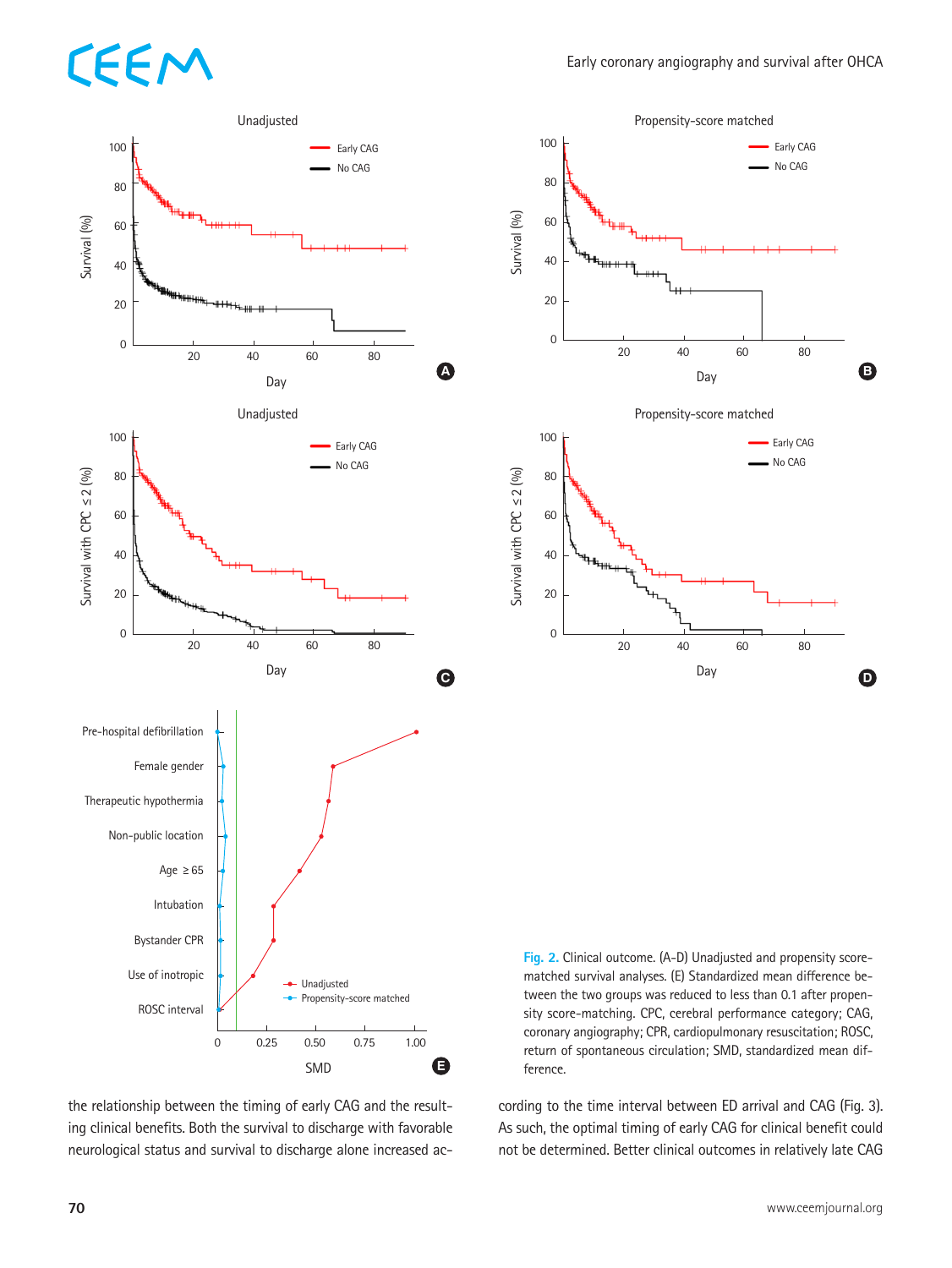Fig. 2. Clinical outcome. (A-D) Unadjusted and propensity score-matched survival analyses. (E) Standardized mean difference between the two groups was reduced to less than 0.1 after propensity score-matching. CPC, cerebral performance category; CAG, coronary angiography; CPR, cardiopulmonary resuscitation; ROSC, return of spontaneous circulation; SMD, standardized mean difference.

the relationship between the timing of early CAG and the resulting clinical benefits. Both the survival to discharge with favorable neurological status and survival to discharge alone increased according to the time interval between ED arrival and CAG (Fig. 3). As such, the optimal timing of early CAG for clinical benefit could not be determined. Better clinical outcomes in relatively late CAG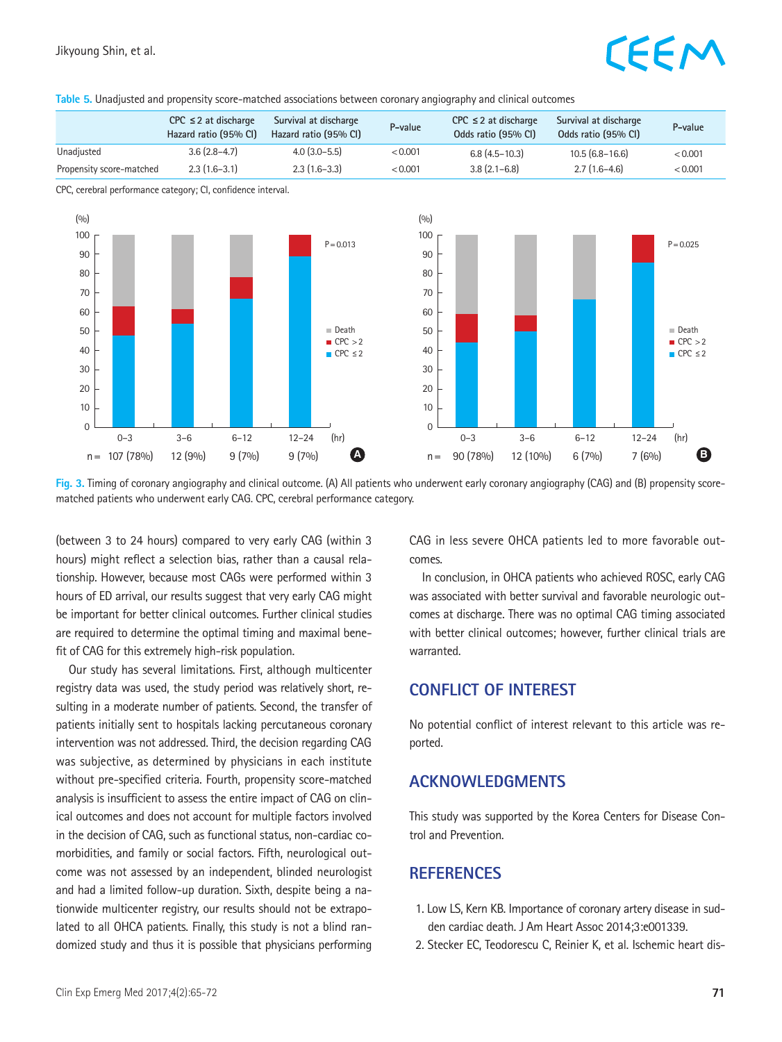**Table 5.** Unadjusted and propensity score-matched associations between coronary angiography and clinical outcomes

| | CPC ≤2 at discharge Hazard ratio (95% CI) | Survival at discharge Hazard ratio (95% CI) | P-value | CPC ≤2 at discharge Odds ratio (95% CI) | Survival at discharge Odds ratio (95% CI) | P-value |
|---|---|---|---|---|---|---|
| Unadjusted | 3.6 (2.8–4.7) | 4.0 (3.0–5.5) | <0.001 | 6.8 (4.5–10.3) | 10.5 (6.8–16.6) | <0.001 |
| Propensity score-matched | 2.3 (1.6–3.1) | 2.3 (1.6–3.3) | <0.001 | 3.8 (2.1–6.8) | 2.7 (1.6–4.6) | <0.001 |

CPC, cerebral performance category; CI, confidence interval.

**Fig. 3.** Timing of coronary angiography and clinical outcome. (A) All patients who underwent early coronary angiography (CAG) and (B) propensity score-matched patients who underwent early CAG. CPC, cerebral performance category.

(between 3 to 24 hours) compared to very early CAG (within 3 hours) might reflect a selection bias, rather than a causal relationship. However, because most CAGs were performed within 3 hours of ED arrival, our results suggest that very early CAG might be important for better clinical outcomes. Further clinical studies are required to determine the optimal timing and maximal benefit of CAG for this extremely high-risk population.

Our study has several limitations. First, although multicenter registry data was used, the study period was relatively short, resulting in a moderate number of patients. Second, the transfer of patients initially sent to hospitals lacking percutaneous coronary intervention was not addressed. Third, the decision regarding CAG was subjective, as determined by physicians in each institute without pre-specified criteria. Fourth, propensity score-matched analysis is insufficient to assess the entire impact of CAG on clinical outcomes and does not account for multiple factors involved in the decision of CAG, such as functional status, non-cardiac comorbidities, and family or social factors. Fifth, neurological outcome was not assessed by an independent, blinded neurologist and had a limited follow-up duration. Sixth, despite being a nationwide multicenter registry, our results should not be extrapolated to all OHCA patients. Finally, this study is not a blind randomized study and thus it is possible that physicians performing CAG in less severe OHCA patients led to more favorable outcomes.

In conclusion, in OHCA patients who achieved ROSC, early CAG was associated with better survival and favorable neurologic outcomes at discharge. There was no optimal CAG timing associated with better clinical outcomes; however, further clinical trials are warranted.

## CONFLICT OF INTEREST

No potential conflict of interest relevant to this article was reported.

## ACKNOWLEDGMENTS

This study was supported by the Korea Centers for Disease Control and Prevention.

## REFERENCES

1. Low LS, Kern KB. Importance of coronary artery disease in sudden cardiac death. J Am Heart Assoc 2014;3:e001339.
2. Stecker EC, Teodorescu C, Reinier K, et al. Ischemic heart dis-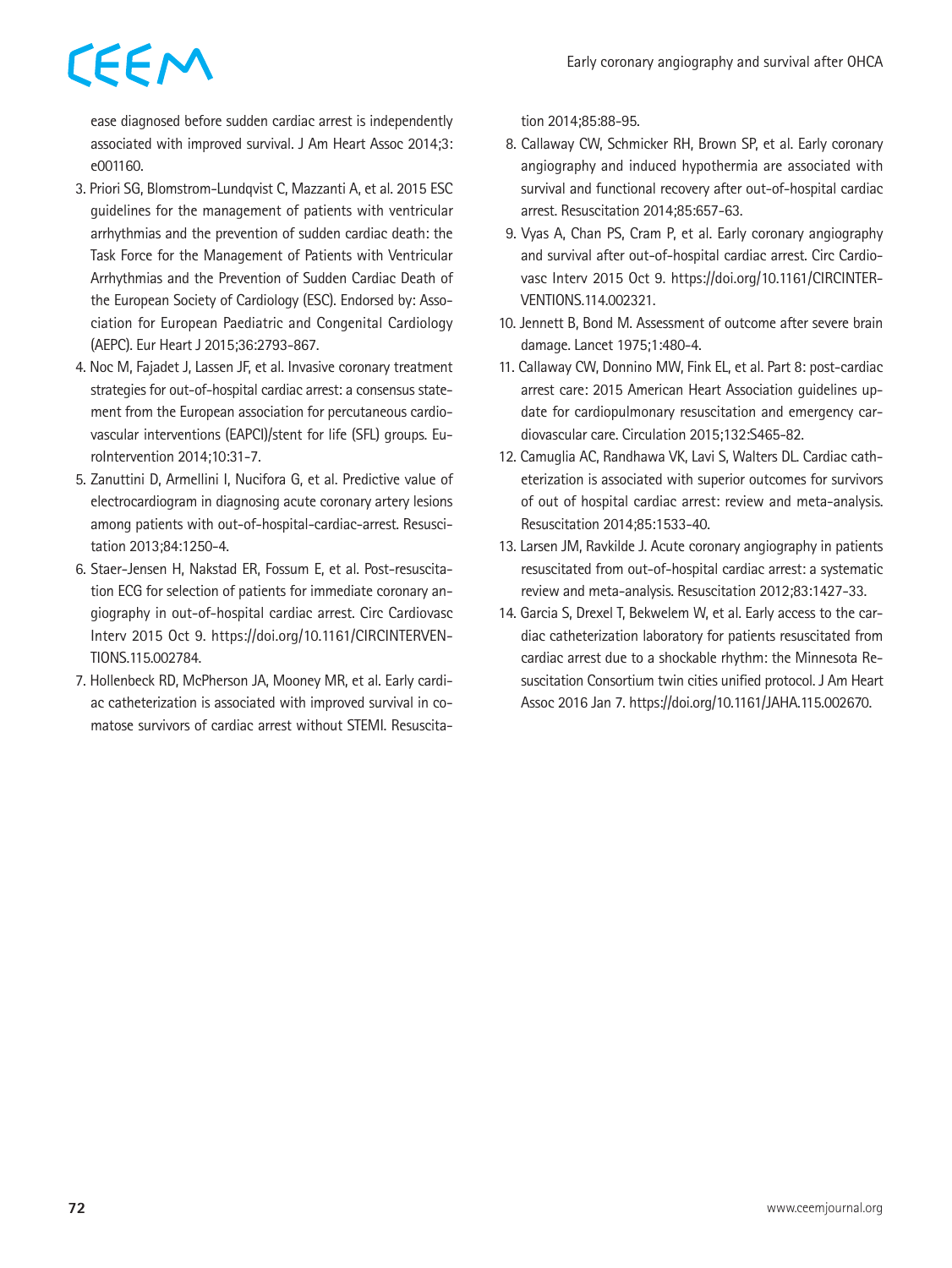ease diagnosed before sudden cardiac arrest is independently associated with improved survival. J Am Heart Assoc 2014;3: e001160.

3. Priori SG, Blomstrom-Lundqvist C, Mazzanti A, et al. 2015 ESC guidelines for the management of patients with ventricular arrhythmias and the prevention of sudden cardiac death: the Task Force for the Management of Patients with Ventricular Arrhythmias and the Prevention of Sudden Cardiac Death of the European Society of Cardiology (ESC). Endorsed by: Association for European Paediatric and Congenital Cardiology (AEPC). Eur Heart J 2015;36:2793-867.
4. Noc M, Fajadet J, Lassen JF, et al. Invasive coronary treatment strategies for out-of-hospital cardiac arrest: a consensus statement from the European association for percutaneous cardiovascular interventions (EAPCI)/stent for life (SFL) groups. EuroIntervention 2014;10:31-7.
5. Zanuttini D, Armellini I, Nucifora G, et al. Predictive value of electrocardiogram in diagnosing acute coronary artery lesions among patients with out-of-hospital-cardiac-arrest. Resuscitation 2013;84:1250-4.
6. Staer-Jensen H, Nakstad ER, Fossum E, et al. Post-resuscitation ECG for selection of patients for immediate coronary angiography in out-of-hospital cardiac arrest. Circ Cardiovasc Interv 2015 Oct 9. https://doi.org/10.1161/CIRCINTERVENTIONS.115.002784.
7. Hollenbeck RD, McPherson JA, Mooney MR, et al. Early cardiac catheterization is associated with improved survival in comatose survivors of cardiac arrest without STEMI. Resuscitation 2014;85:88-95.
8. Callaway CW, Schmicker RH, Brown SP, et al. Early coronary angiography and induced hypothermia are associated with survival and functional recovery after out-of-hospital cardiac arrest. Resuscitation 2014;85:657-63.
9. Vyas A, Chan PS, Cram P, et al. Early coronary angiography and survival after out-of-hospital cardiac arrest. Circ Cardiovasc Interv 2015 Oct 9. https://doi.org/10.1161/CIRCINTERVENTIONS.114.002321.
10. Jennett B, Bond M. Assessment of outcome after severe brain damage. Lancet 1975;1:480-4.
11. Callaway CW, Donnino MW, Fink EL, et al. Part 8: post-cardiac arrest care: 2015 American Heart Association guidelines update for cardiopulmonary resuscitation and emergency cardiovascular care. Circulation 2015;132:S465-82.
12. Camuglia AC, Randhawa VK, Lavi S, Walters DL. Cardiac catheterization is associated with superior outcomes for survivors of out of hospital cardiac arrest: review and meta-analysis. Resuscitation 2014;85:1533-40.
13. Larsen JM, Ravkilde J. Acute coronary angiography in patients resuscitated from out-of-hospital cardiac arrest: a systematic review and meta-analysis. Resuscitation 2012;83:1427-33.
14. Garcia S, Drexel T, Bekwelem W, et al. Early access to the cardiac catheterization laboratory for patients resuscitated from cardiac arrest due to a shockable rhythm: the Minnesota Resuscitation Consortium twin cities unified protocol. J Am Heart Assoc 2016 Jan 7. https://doi.org/10.1161/JAHA.115.002670.